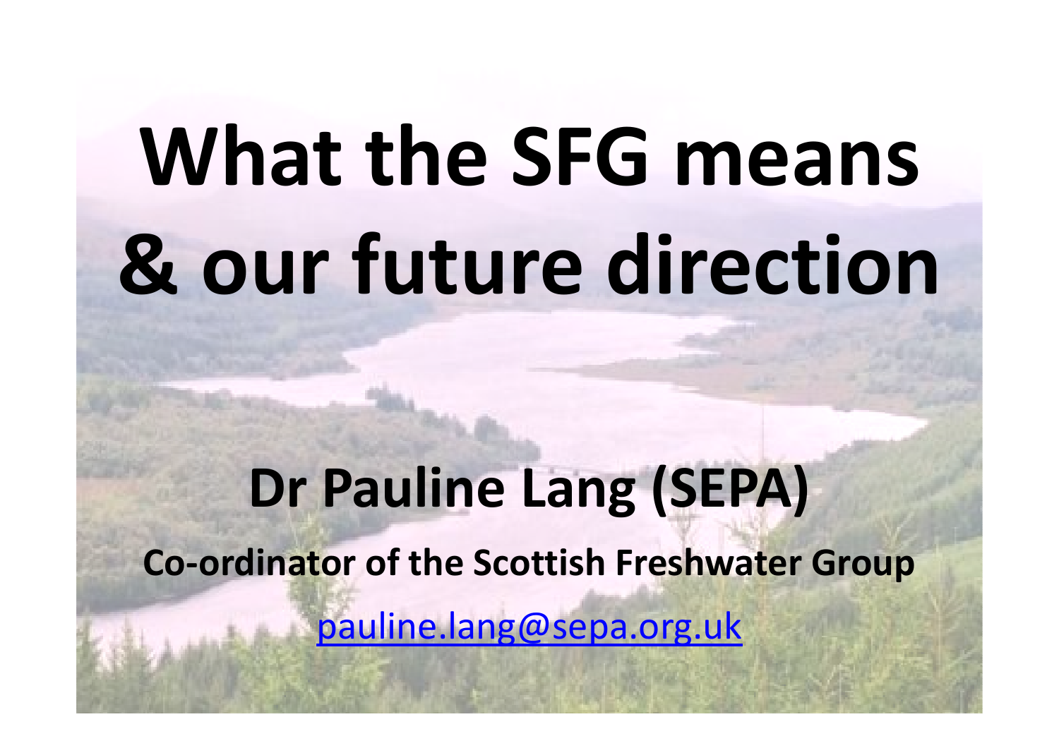# What the SFG means & our future direction

**Dr Pauline Lang (SEPA)**

**Co-ordinator of the Scottish Freshwater Group**

[pauline.lang@sepa.org.uk](mailto:pauline.lang@sepa.org.uk)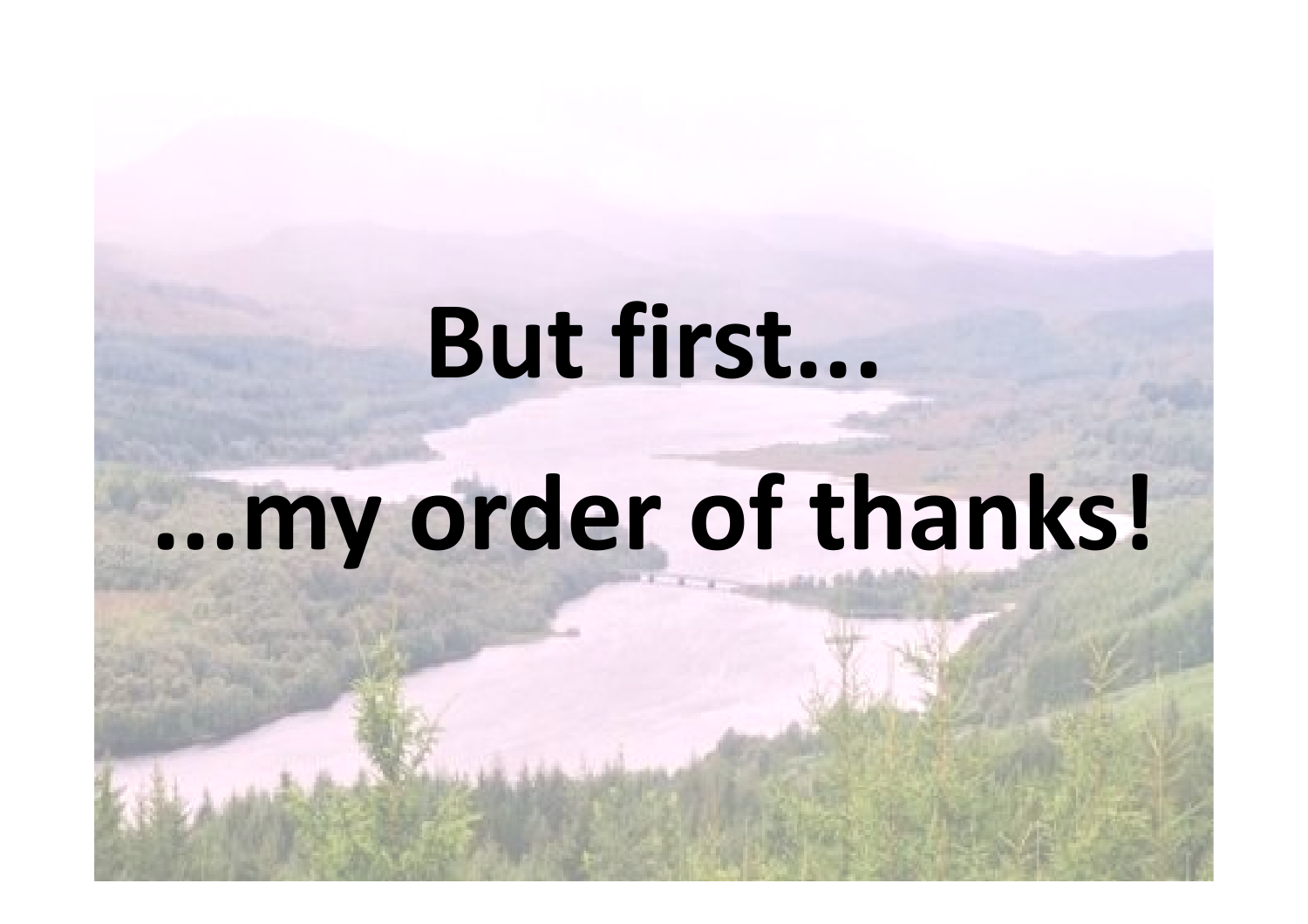# But first...

# ...my order of thanks!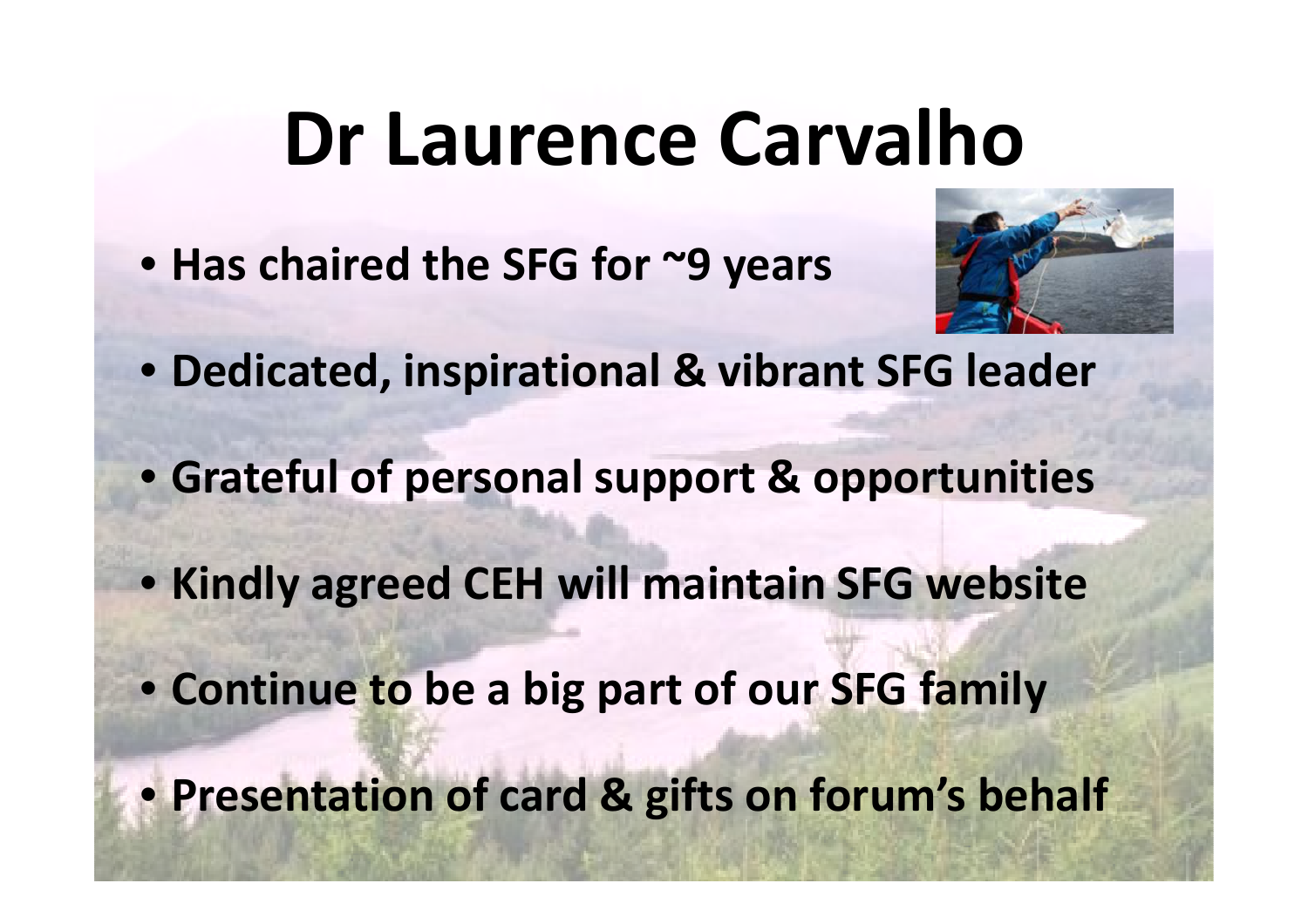# Dr Laurence Carvalho

- **Has chaired the SFG for ~9 years**
- **Dedicated, inspirational & vibrant SFG leader**
- **Grateful of personal support & opportunities**
- **Kindly agreed CEH will maintain SFG website**
- **Continue to be a big part of our SFG family**
- **Presentation of card & gifts on forum's behalf**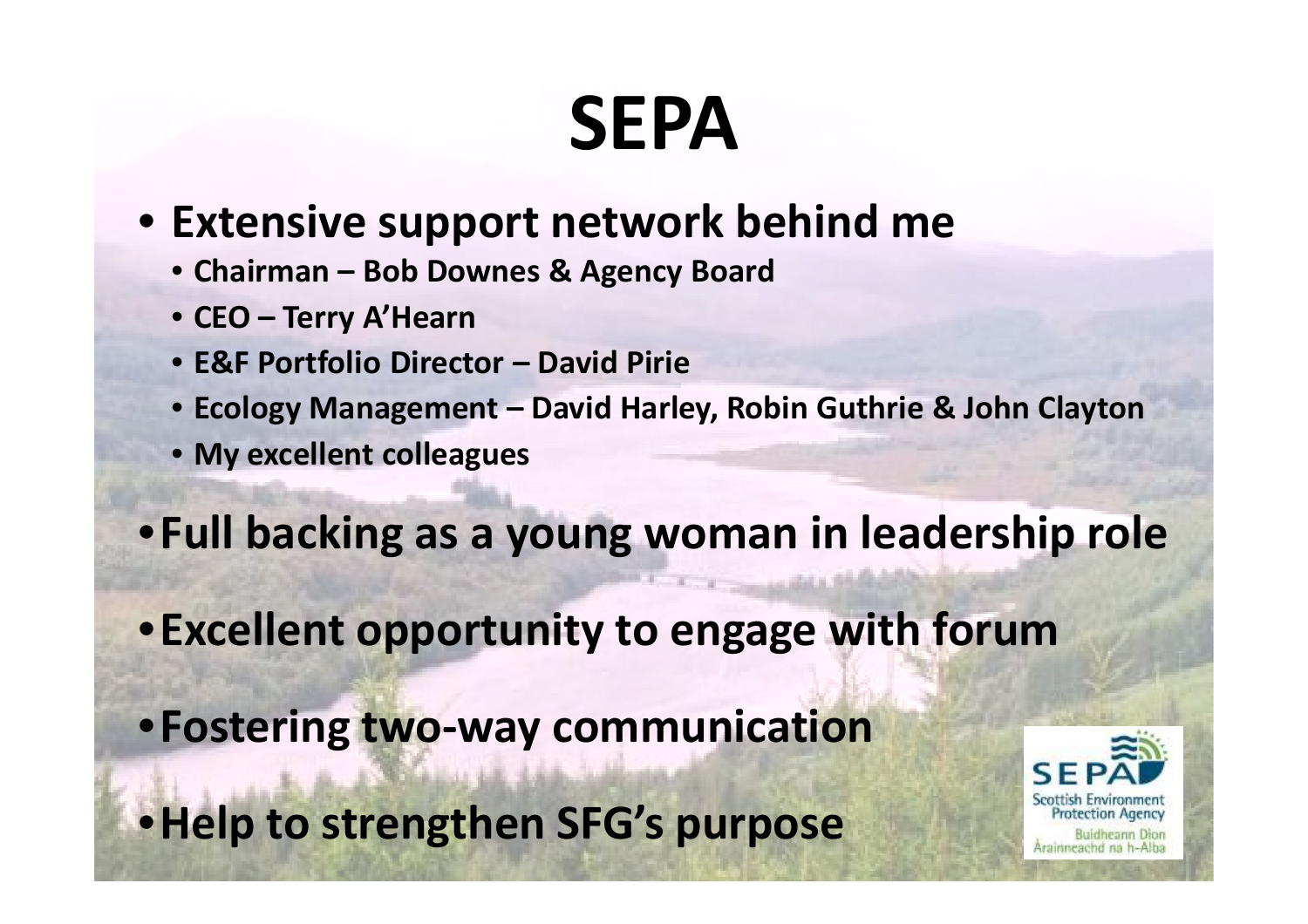# SEPA

- **Extensive support network behind me**
  - **Chairman – Bob Downes & Agency Board**
  - **CEO – Terry A'Hearn**
  - **E&F Portfolio Director – David Pirie**
  - **Ecology Management – David Harley, Robin Guthrie & John Clayton**
  - **My excellent colleagues**
- **Full backing as a young woman in leadership role**
- **Excellent opportunity to engage with forum**
- **Fostering two-way communication**
- **Help to strengthen SFG's purpose**

SEPA
Scottish Environment Protection Agency
Buidheann Dìon Àrainneachd na h-Alba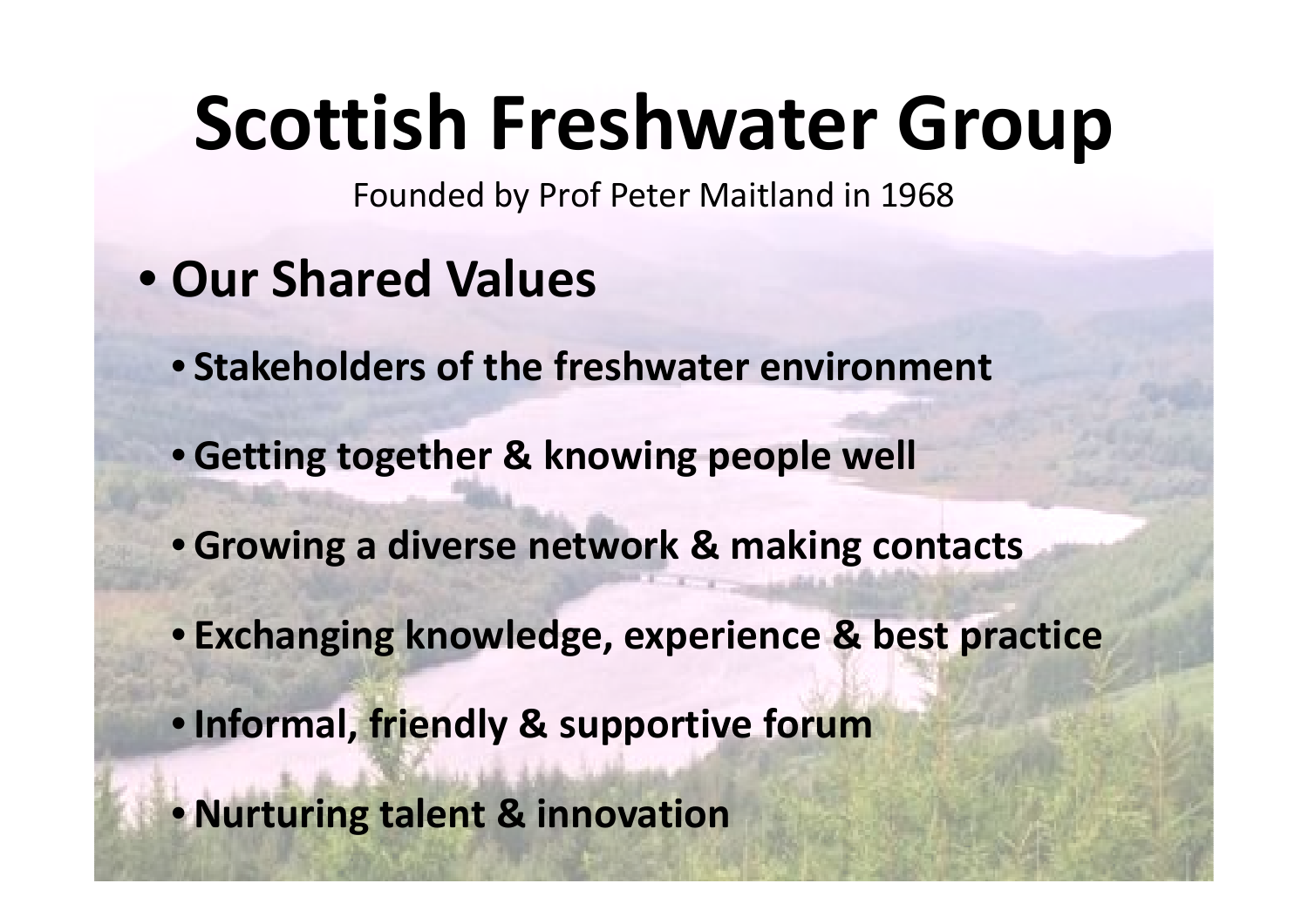# Scottish Freshwater Group

Founded by Prof Peter Maitland in 1968

- **Our Shared Values**
  - **Stakeholders of the freshwater environment**
  - **Getting together & knowing people well**
  - **Growing a diverse network & making contacts**
  - **Exchanging knowledge, experience & best practice**
  - **Informal, friendly & supportive forum**
  - **Nurturing talent & innovation**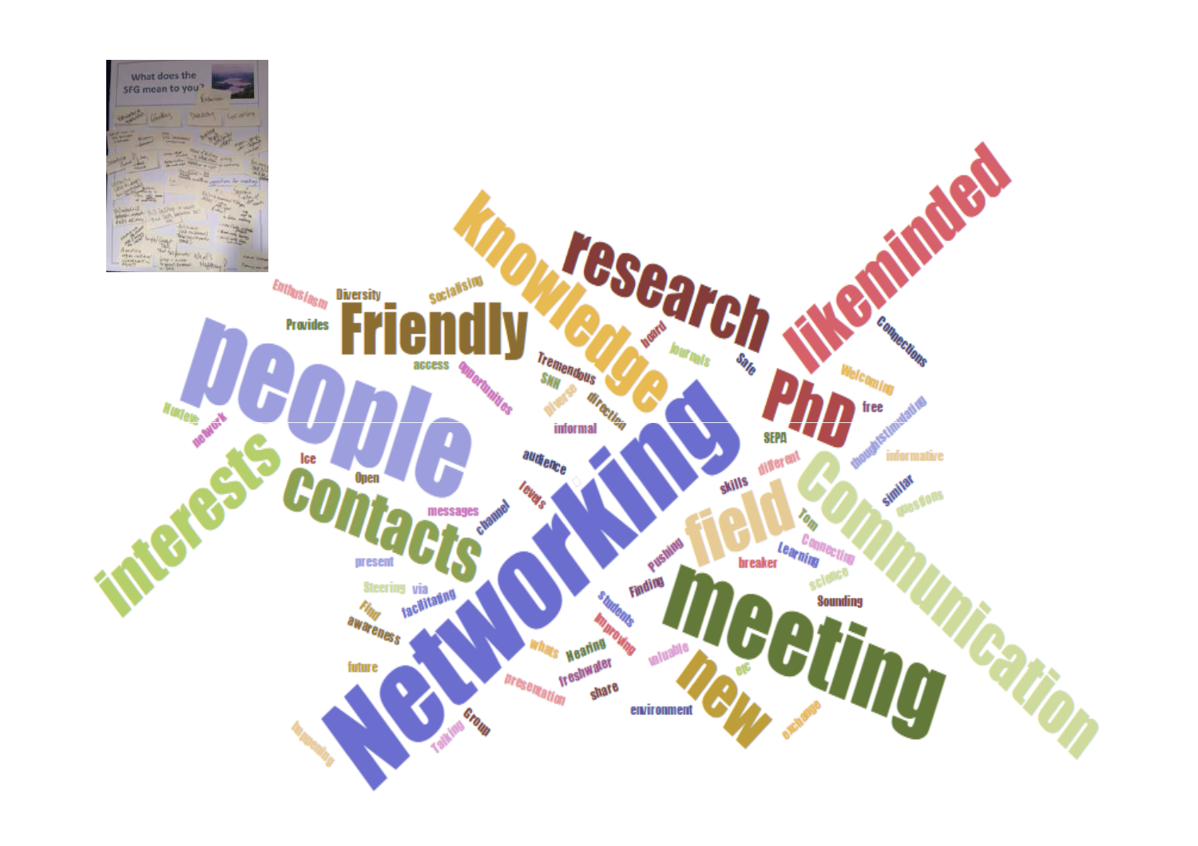What does the SFG mean to you?

Networking people knowledge research likeminded Friendly PhD interests contacts meeting Communication field new

Enthusiasm Diversity Socialising Provides access opportunities board journals Safe Connections Welcoming Tremendous SNH diverse direction informal free thoughtstimulating Nuview network Ice Open audience levels messages channel SEPA different informative skills similar questions Tom Connecting present Steering via facilitating pushing Finding breaker Learning science Sounding Find awareness students improving whats Hearing valuable freshwater etc presentation share environment exchange future Group Talking happening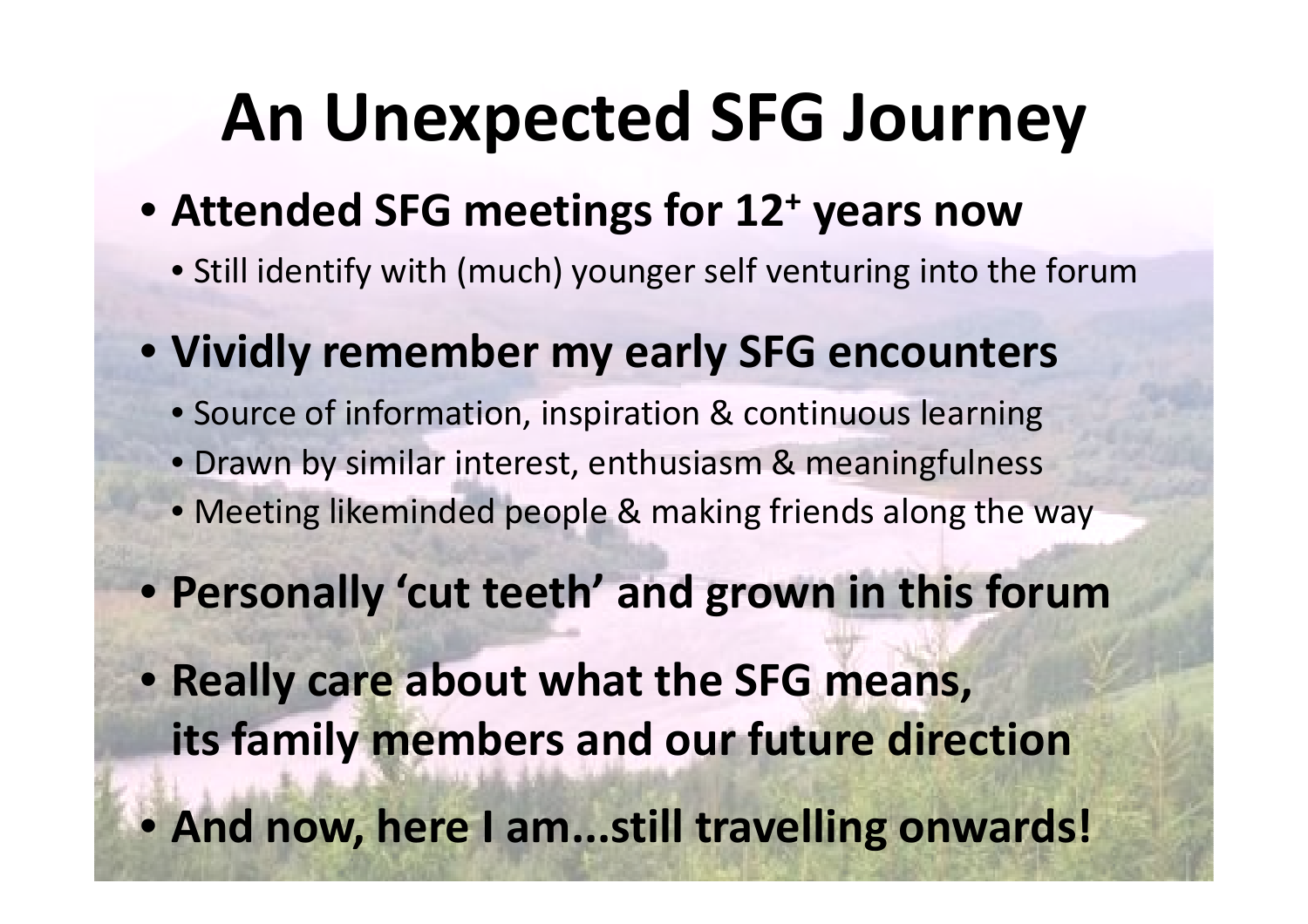# An Unexpected SFG Journey

- **Attended SFG meetings for 12$^{+}$ years now**
  - Still identify with (much) younger self venturing into the forum
- **Vividly remember my early SFG encounters**
  - Source of information, inspiration & continuous learning
  - Drawn by similar interest, enthusiasm & meaningfulness
  - Meeting likeminded people & making friends along the way
- **Personally 'cut teeth' and grown in this forum**
- **Really care about what the SFG means, its family members and our future direction**
- **And now, here I am...still travelling onwards!**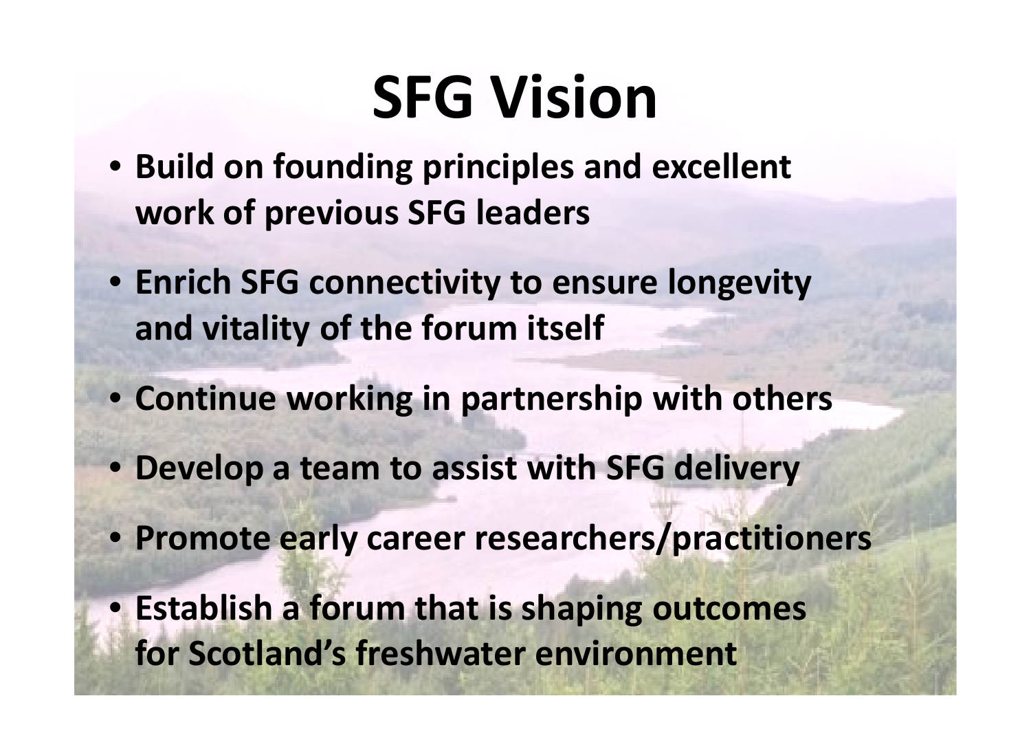# SFG Vision

- **Build on founding principles and excellent work of previous SFG leaders**
- **Enrich SFG connectivity to ensure longevity and vitality of the forum itself**
- **Continue working in partnership with others**
- **Develop a team to assist with SFG delivery**
- **Promote early career researchers/practitioners**
- **Establish a forum that is shaping outcomes for Scotland's freshwater environment**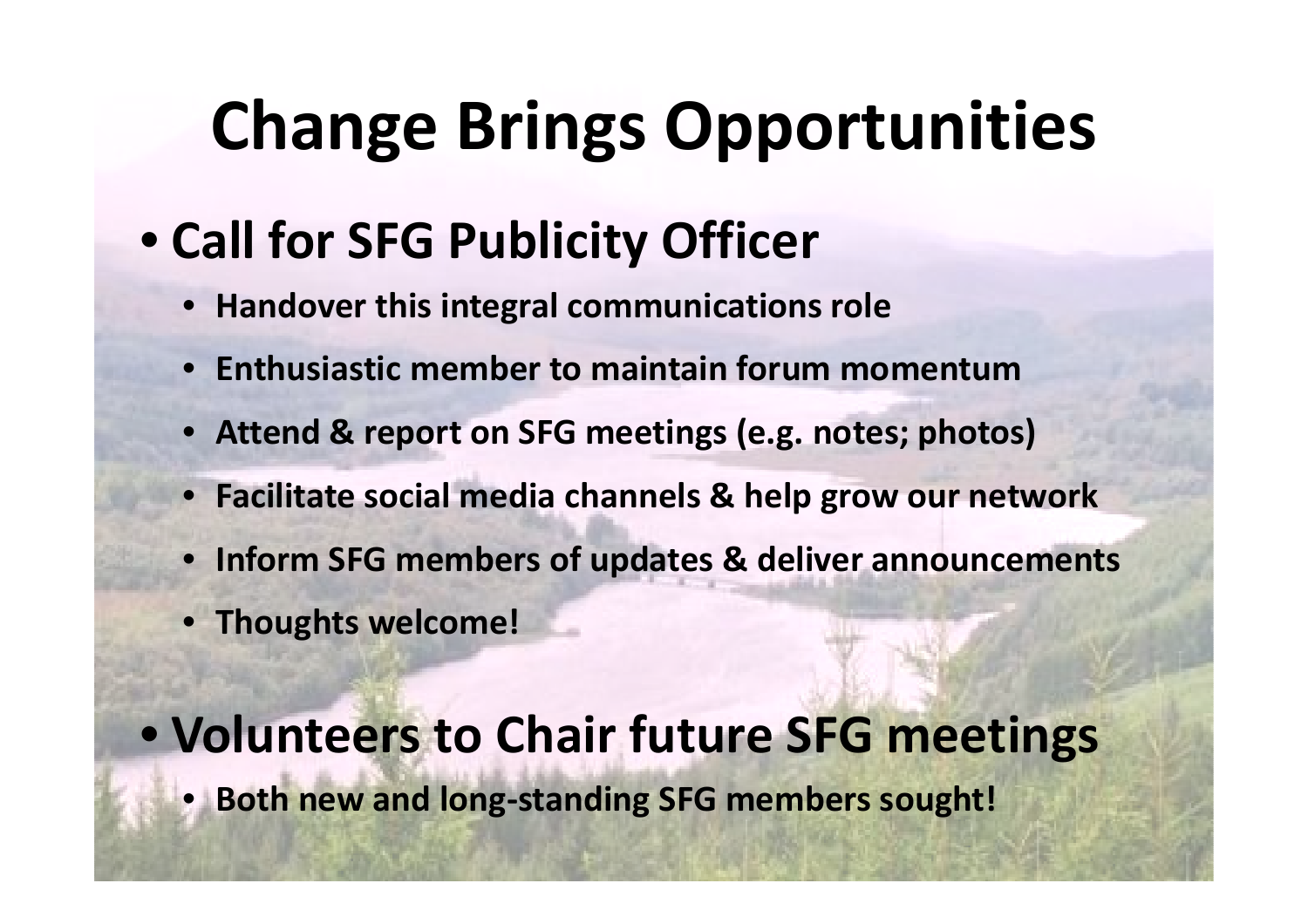# Change Brings Opportunities

- **Call for SFG Publicity Officer**
  - **Handover this integral communications role**
  - **Enthusiastic member to maintain forum momentum**
  - **Attend & report on SFG meetings (e.g. notes; photos)**
  - **Facilitate social media channels & help grow our network**
  - **Inform SFG members of updates & deliver announcements**
  - **Thoughts welcome!**

- **Volunteers to Chair future SFG meetings**
  - **Both new and long-standing SFG members sought!**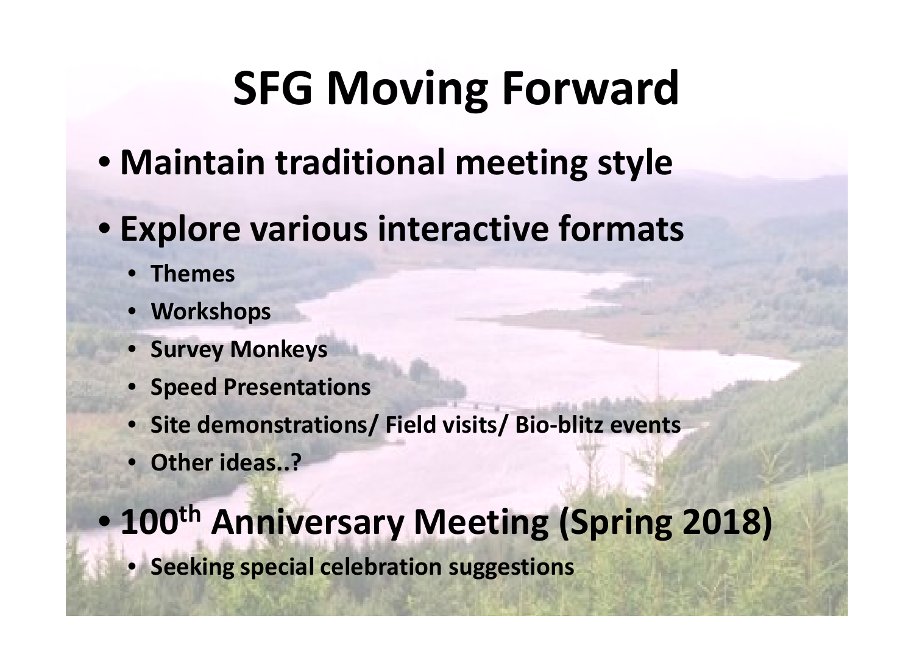# SFG Moving Forward

- Maintain traditional meeting style
- Explore various interactive formats
  - Themes
  - Workshops
  - Survey Monkeys
  - Speed Presentations
  - Site demonstrations/ Field visits/ Bio-blitz events
  - Other ideas..?
- 100th Anniversary Meeting (Spring 2018)
  - Seeking special celebration suggestions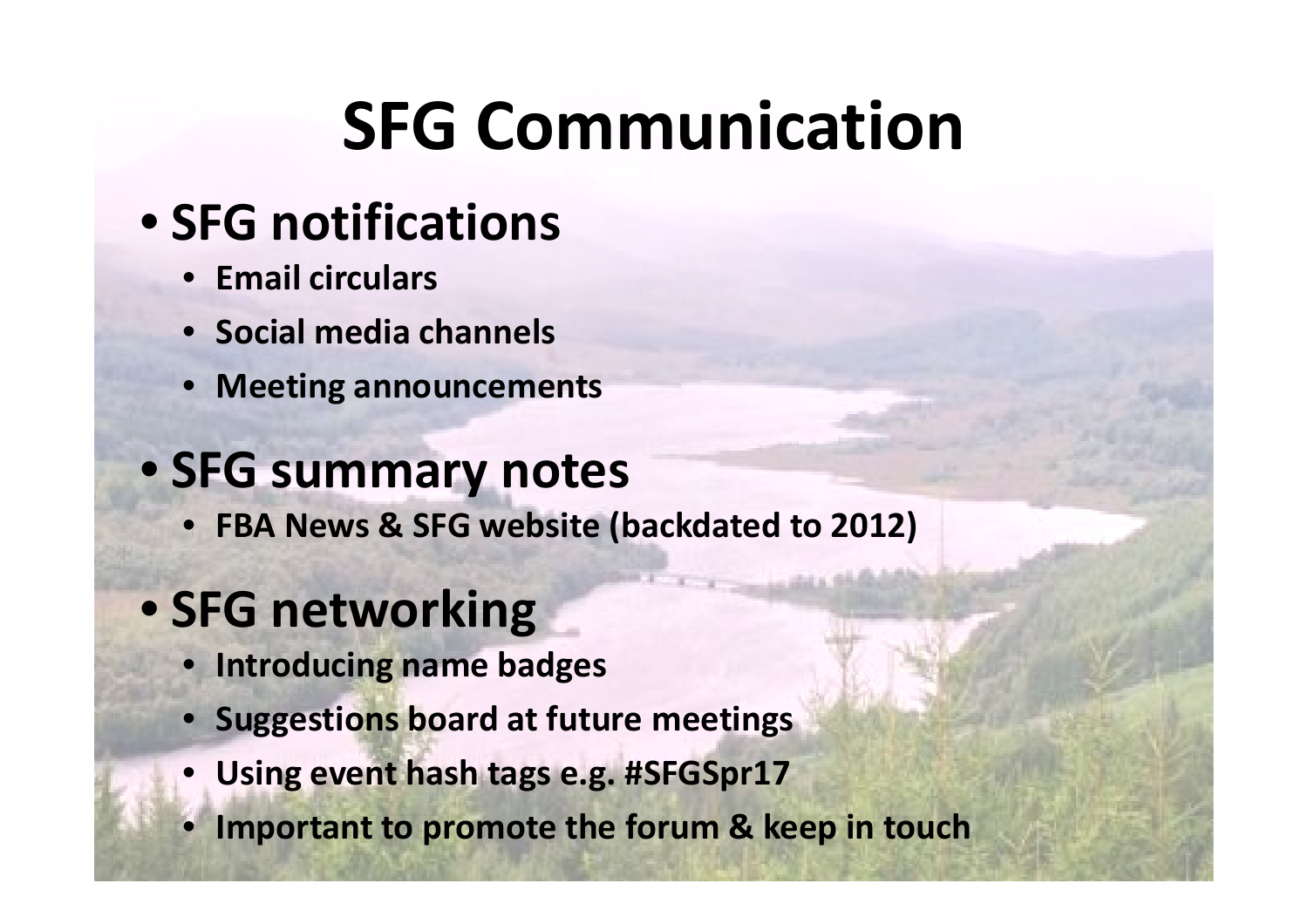# SFG Communication

- **SFG notifications**
  - **Email circulars**
  - **Social media channels**
  - **Meeting announcements**
- **SFG summary notes**
  - **FBA News & SFG website (backdated to 2012)**
- **SFG networking**
  - **Introducing name badges**
  - **Suggestions board at future meetings**
  - **Using event hash tags e.g. #SFGSpr17**
  - **Important to promote the forum & keep in touch**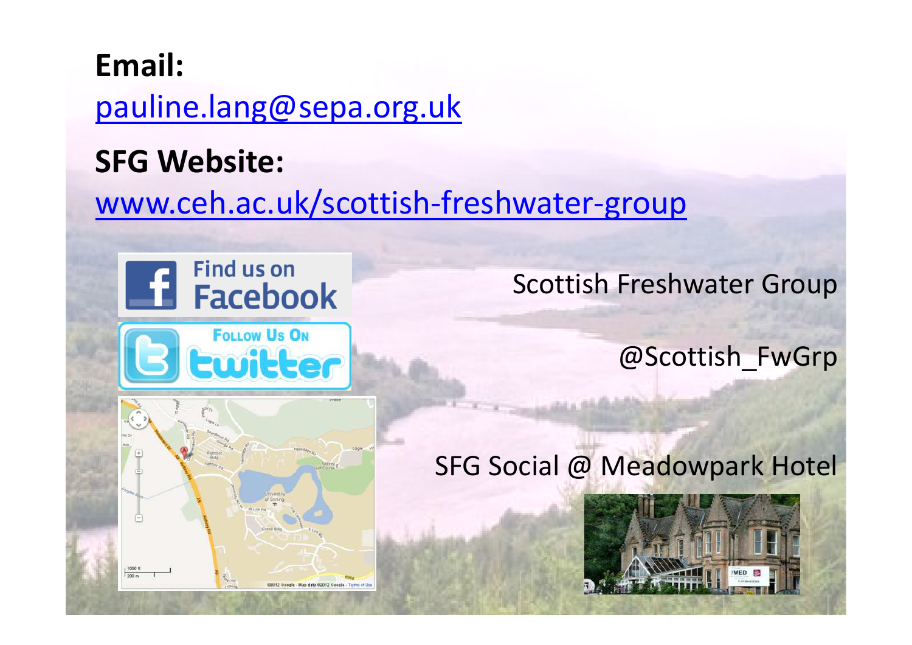**Email:**

pauline.lang@sepa.org.uk

**SFG Website:**

www.ceh.ac.uk/scottish-freshwater-group

Find us on Facebook — Scottish Freshwater Group

Follow Us On twitter — @Scottish_FwGrp

SFG Social @ Meadowpark Hotel